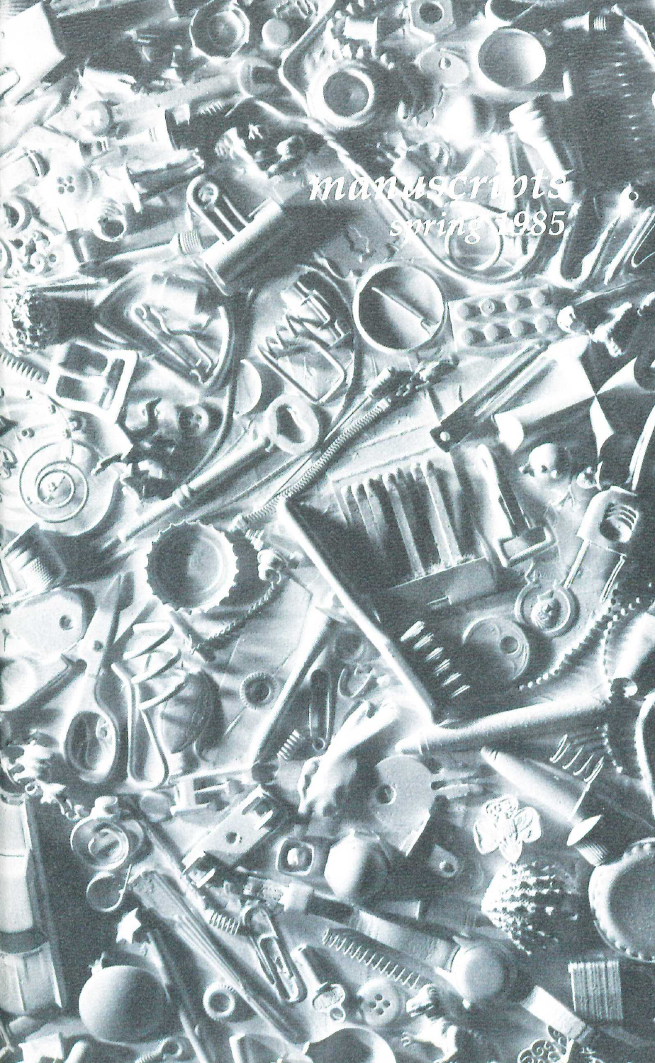*manuscripts*

*spring 1985*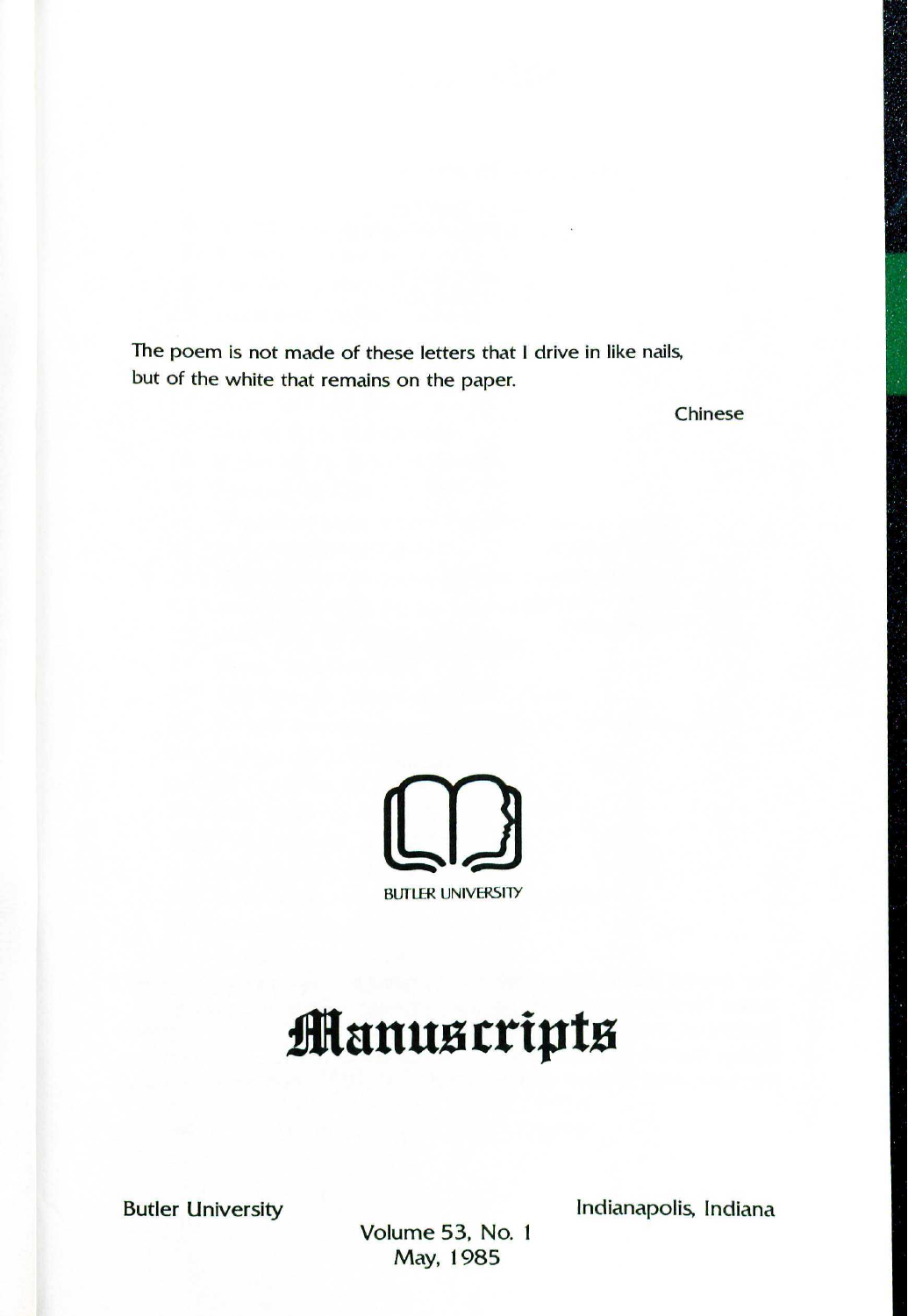The poem is not made of these letters that I drive in like nails,
but of the white that remains on the paper.

Chinese

BUTLER UNIVERSITY

# Manuscripts

Butler University

Indianapolis, Indiana

Volume 53, No. 1
May, 1985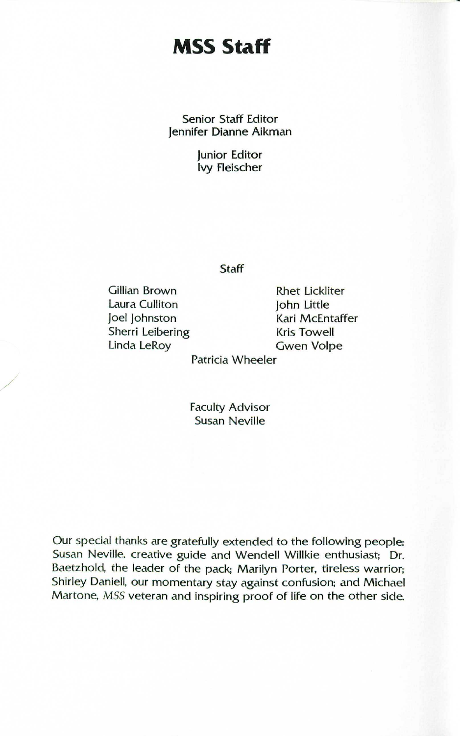# MSS Staff

Senior Staff Editor
Jennifer Dianne Aikman

Junior Editor
Ivy Fleischer

Staff

Gillian Brown
Laura Culliton
Joel Johnston
Sherri Leibering
Linda LeRoy
Rhet Lickliter
John Little
Kari McEntaffer
Kris Towell
Gwen Volpe
Patricia Wheeler

Faculty Advisor
Susan Neville

Our special thanks are gratefully extended to the following people: Susan Neville. creative guide and Wendell Willkie enthusiast; Dr. Baetzhold, the leader of the pack; Marilyn Porter, tireless warrior; Shirley Daniell, our momentary stay against confusion; and Michael Martone, *MSS* veteran and inspiring proof of life on the other side.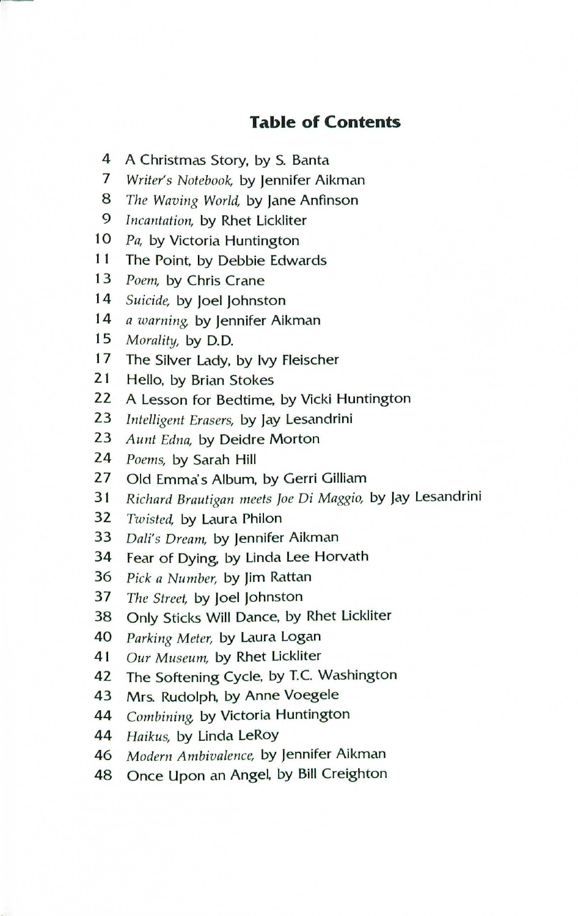## Table of Contents

4 A Christmas Story, by S. Banta
7 *Writer's Notebook,* by Jennifer Aikman
8 *The Waving World,* by Jane Anfinson
9 *Incantation,* by Rhet Lickliter
10 *Pa,* by Victoria Huntington
11 The Point, by Debbie Edwards
13 *Poem,* by Chris Crane
14 *Suicide,* by Joel Johnston
14 *a warning,* by Jennifer Aikman
15 *Morality,* by D.D.
17 The Silver Lady, by Ivy Fleischer
21 Hello, by Brian Stokes
22 A Lesson for Bedtime, by Vicki Huntington
23 *Intelligent Erasers,* by Jay Lesandrini
23 *Aunt Edna,* by Deidre Morton
24 *Poems,* by Sarah Hill
27 Old Emma's Album, by Gerri Gilliam
31 *Richard Brautigan meets Joe Di Maggio,* by Jay Lesandrini
32 *Twisted,* by Laura Philon
33 *Dali's Dream,* by Jennifer Aikman
34 Fear of Dying, by Linda Lee Horvath
36 *Pick a Number,* by Jim Rattan
37 *The Street,* by Joel Johnston
38 Only Sticks Will Dance, by Rhet Lickliter
40 *Parking Meter,* by Laura Logan
41 *Our Museum,* by Rhet Lickliter
42 The Softening Cycle, by T.C. Washington
43 Mrs. Rudolph, by Anne Voegele
44 *Combining,* by Victoria Huntington
44 *Haikus,* by Linda LeRoy
46 *Modern Ambivalence,* by Jennifer Aikman
48 Once Upon an Angel, by Bill Creighton